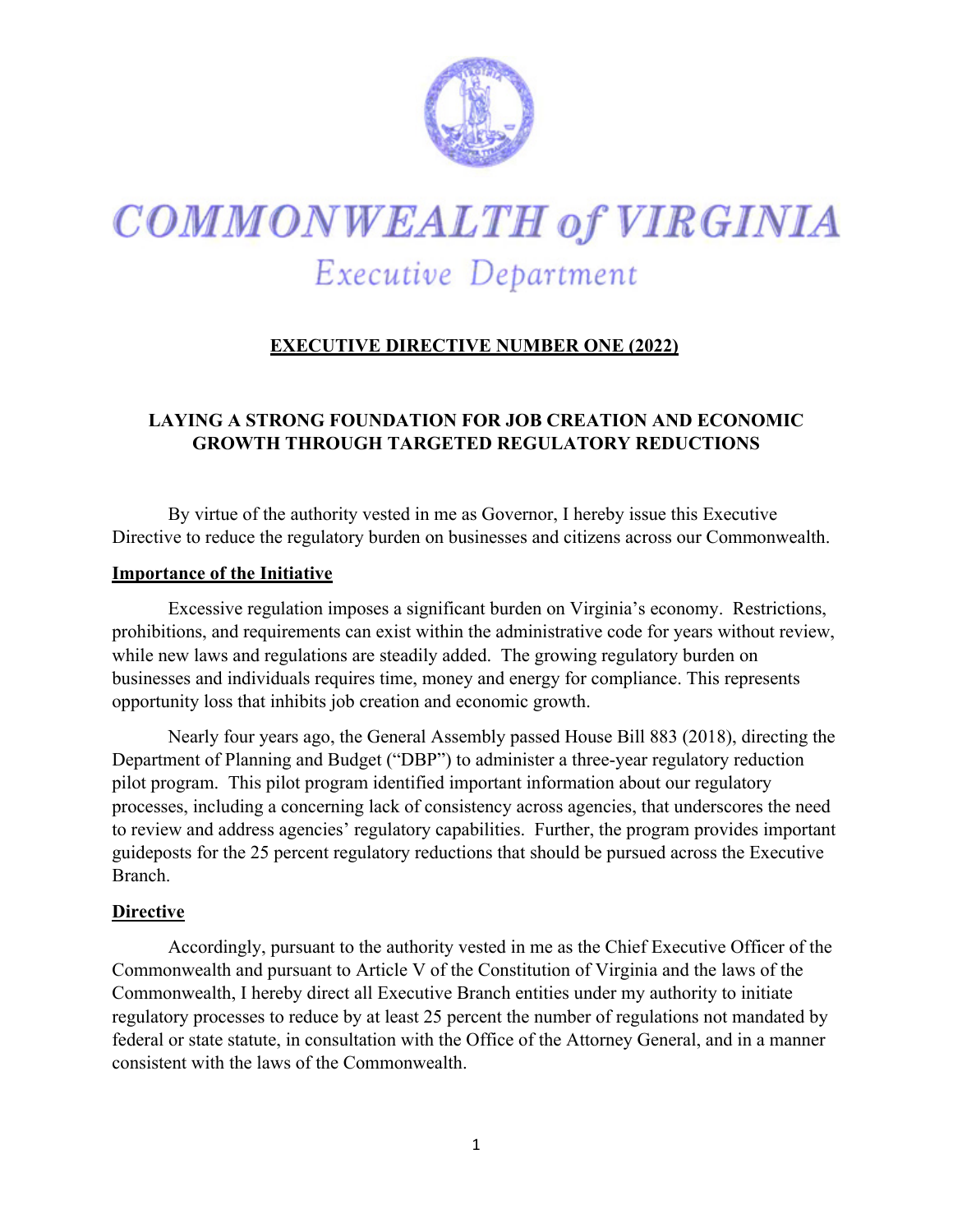# COMMONWEALTH of VIRGINIA

## Executive Department

**EXECUTIVE DIRECTIVE NUMBER ONE (2022)**

**LAYING A STRONG FOUNDATION FOR JOB CREATION AND ECONOMIC GROWTH THROUGH TARGETED REGULATORY REDUCTIONS**

By virtue of the authority vested in me as Governor, I hereby issue this Executive Directive to reduce the regulatory burden on businesses and citizens across our Commonwealth.

### Importance of the Initiative

Excessive regulation imposes a significant burden on Virginia's economy. Restrictions, prohibitions, and requirements can exist within the administrative code for years without review, while new laws and regulations are steadily added. The growing regulatory burden on businesses and individuals requires time, money and energy for compliance. This represents opportunity loss that inhibits job creation and economic growth.

Nearly four years ago, the General Assembly passed House Bill 883 (2018), directing the Department of Planning and Budget ("DBP") to administer a three-year regulatory reduction pilot program. This pilot program identified important information about our regulatory processes, including a concerning lack of consistency across agencies, that underscores the need to review and address agencies' regulatory capabilities. Further, the program provides important guideposts for the 25 percent regulatory reductions that should be pursued across the Executive Branch.

### Directive

Accordingly, pursuant to the authority vested in me as the Chief Executive Officer of the Commonwealth and pursuant to Article V of the Constitution of Virginia and the laws of the Commonwealth, I hereby direct all Executive Branch entities under my authority to initiate regulatory processes to reduce by at least 25 percent the number of regulations not mandated by federal or state statute, in consultation with the Office of the Attorney General, and in a manner consistent with the laws of the Commonwealth.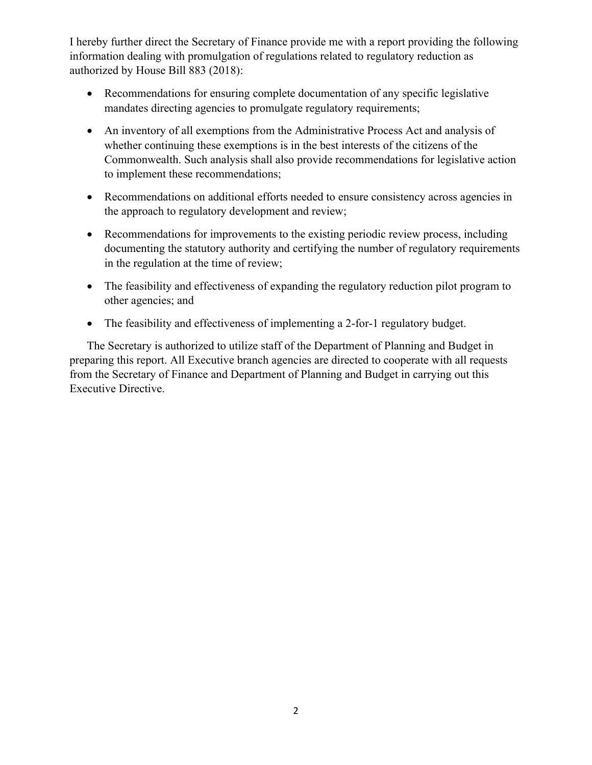I hereby further direct the Secretary of Finance provide me with a report providing the following information dealing with promulgation of regulations related to regulatory reduction as authorized by House Bill 883 (2018):

- Recommendations for ensuring complete documentation of any specific legislative mandates directing agencies to promulgate regulatory requirements;
- An inventory of all exemptions from the Administrative Process Act and analysis of whether continuing these exemptions is in the best interests of the citizens of the Commonwealth. Such analysis shall also provide recommendations for legislative action to implement these recommendations;
- Recommendations on additional efforts needed to ensure consistency across agencies in the approach to regulatory development and review;
- Recommendations for improvements to the existing periodic review process, including documenting the statutory authority and certifying the number of regulatory requirements in the regulation at the time of review;
- The feasibility and effectiveness of expanding the regulatory reduction pilot program to other agencies; and
- The feasibility and effectiveness of implementing a 2-for-1 regulatory budget.

The Secretary is authorized to utilize staff of the Department of Planning and Budget in preparing this report. All Executive branch agencies are directed to cooperate with all requests from the Secretary of Finance and Department of Planning and Budget in carrying out this Executive Directive.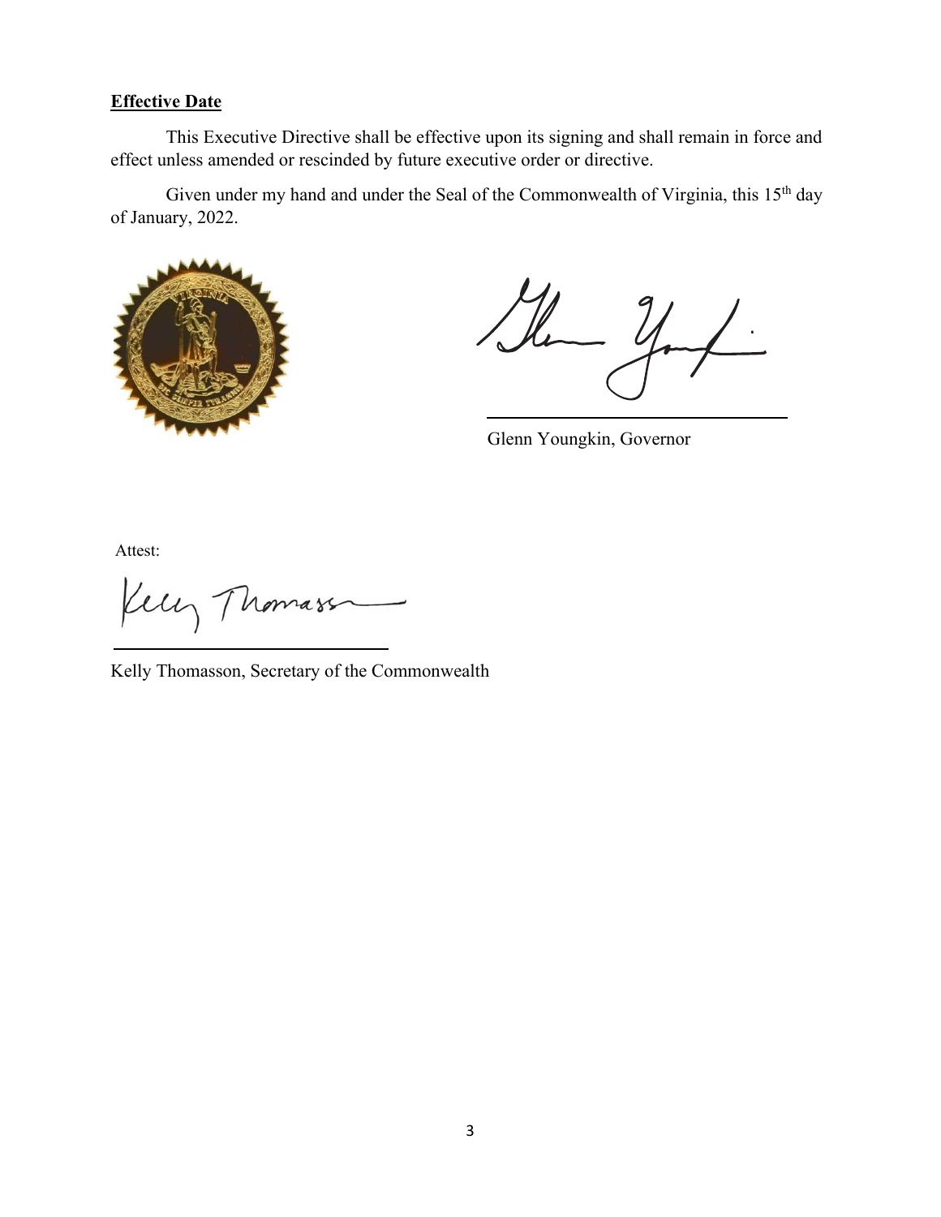**Effective Date**

This Executive Directive shall be effective upon its signing and shall remain in force and effect unless amended or rescinded by future executive order or directive.

Given under my hand and under the Seal of the Commonwealth of Virginia, this 15th day of January, 2022.

Glenn Youngkin, Governor

Attest:

Kelly Thomasson, Secretary of the Commonwealth